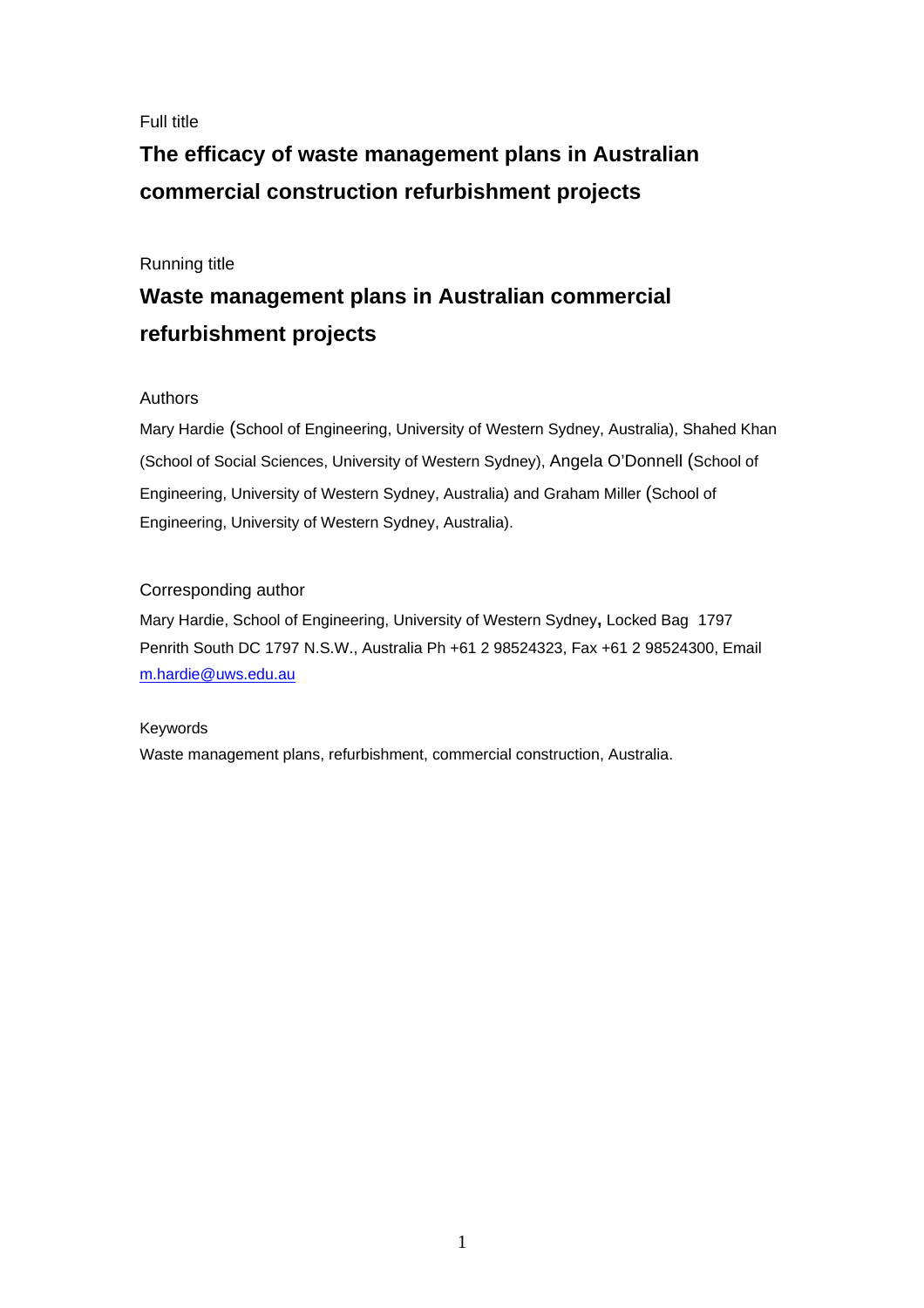Full title

# The efficacy of waste management plans in Australian commercial construction refurbishment projects

Running title

## Waste management plans in Australian commercial refurbishment projects

Authors

Mary Hardie (School of Engineering, University of Western Sydney, Australia), Shahed Khan (School of Social Sciences, University of Western Sydney), Angela O'Donnell (School of Engineering, University of Western Sydney, Australia) and Graham Miller (School of Engineering, University of Western Sydney, Australia).

Corresponding author

Mary Hardie, School of Engineering, University of Western Sydney**,** Locked Bag 1797 Penrith South DC 1797 N.S.W., Australia Ph +61 2 98524323, Fax +61 2 98524300, Email m.hardie@uws.edu.au

Keywords

Waste management plans, refurbishment, commercial construction, Australia.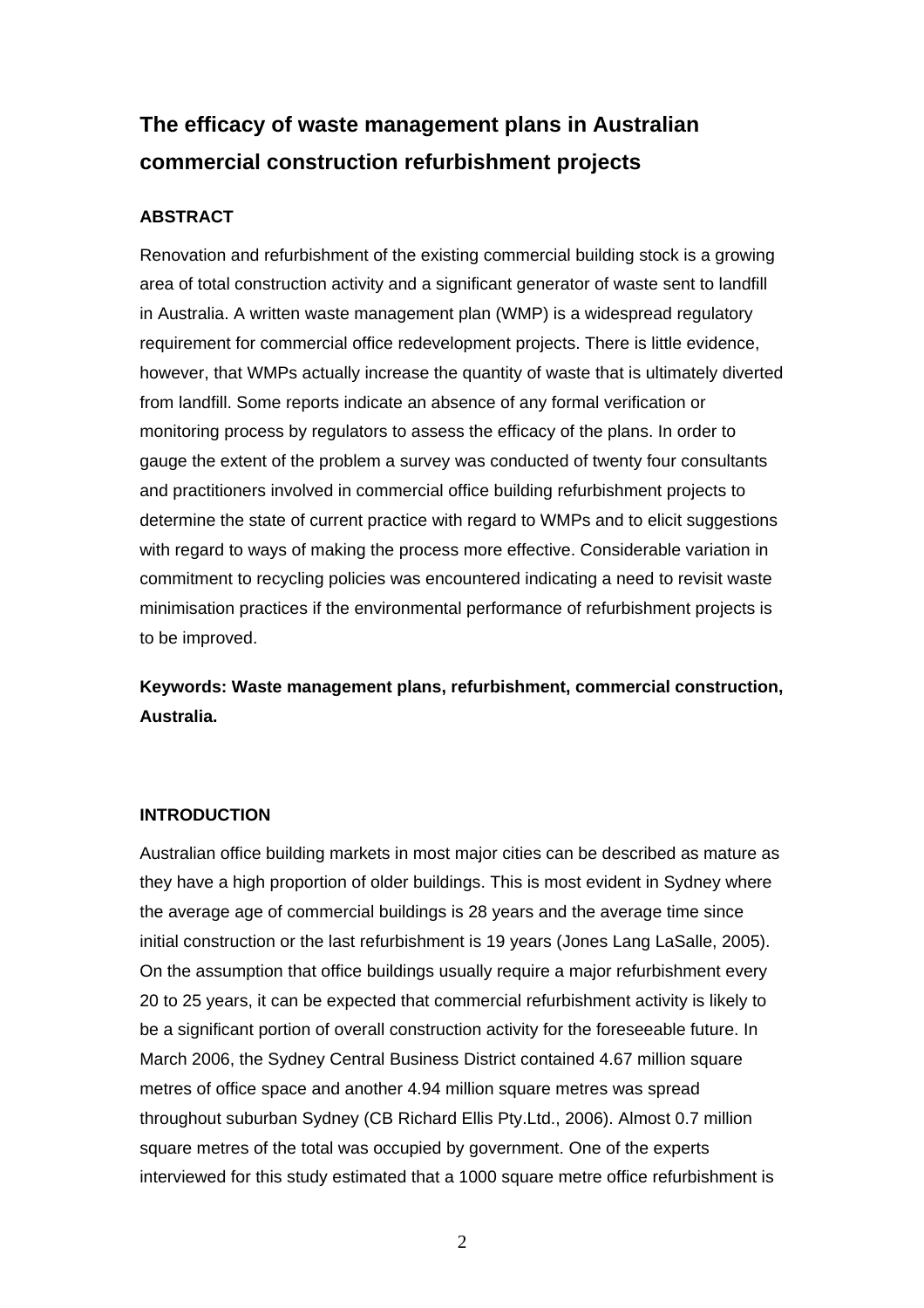# The efficacy of waste management plans in Australian commercial construction refurbishment projects

## ABSTRACT

Renovation and refurbishment of the existing commercial building stock is a growing area of total construction activity and a significant generator of waste sent to landfill in Australia. A written waste management plan (WMP) is a widespread regulatory requirement for commercial office redevelopment projects. There is little evidence, however, that WMPs actually increase the quantity of waste that is ultimately diverted from landfill. Some reports indicate an absence of any formal verification or monitoring process by regulators to assess the efficacy of the plans. In order to gauge the extent of the problem a survey was conducted of twenty four consultants and practitioners involved in commercial office building refurbishment projects to determine the state of current practice with regard to WMPs and to elicit suggestions with regard to ways of making the process more effective. Considerable variation in commitment to recycling policies was encountered indicating a need to revisit waste minimisation practices if the environmental performance of refurbishment projects is to be improved.

**Keywords: Waste management plans, refurbishment, commercial construction, Australia.**

## INTRODUCTION

Australian office building markets in most major cities can be described as mature as they have a high proportion of older buildings. This is most evident in Sydney where the average age of commercial buildings is 28 years and the average time since initial construction or the last refurbishment is 19 years (Jones Lang LaSalle, 2005). On the assumption that office buildings usually require a major refurbishment every 20 to 25 years, it can be expected that commercial refurbishment activity is likely to be a significant portion of overall construction activity for the foreseeable future. In March 2006, the Sydney Central Business District contained 4.67 million square metres of office space and another 4.94 million square metres was spread throughout suburban Sydney (CB Richard Ellis Pty.Ltd., 2006). Almost 0.7 million square metres of the total was occupied by government. One of the experts interviewed for this study estimated that a 1000 square metre office refurbishment is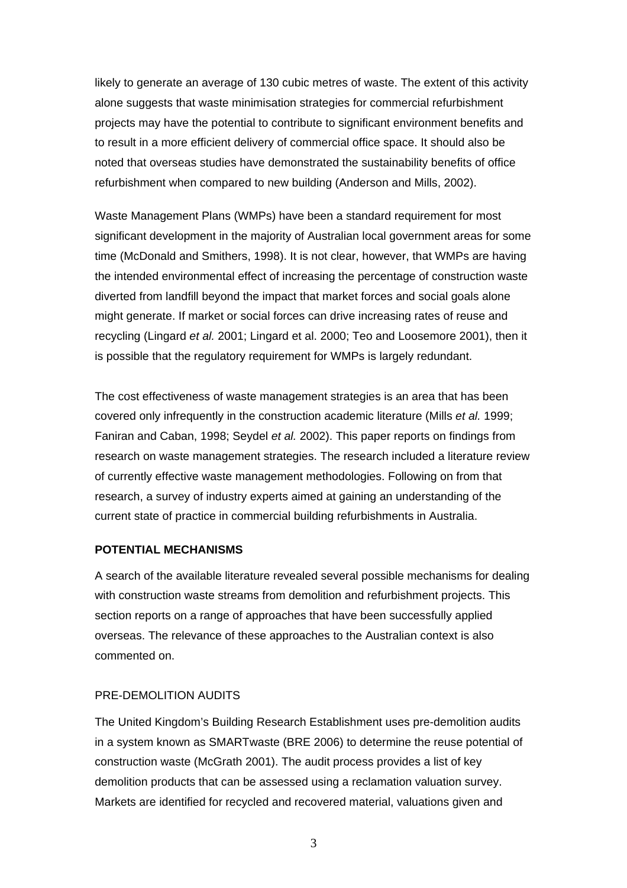likely to generate an average of 130 cubic metres of waste. The extent of this activity alone suggests that waste minimisation strategies for commercial refurbishment projects may have the potential to contribute to significant environment benefits and to result in a more efficient delivery of commercial office space. It should also be noted that overseas studies have demonstrated the sustainability benefits of office refurbishment when compared to new building (Anderson and Mills, 2002).

Waste Management Plans (WMPs) have been a standard requirement for most significant development in the majority of Australian local government areas for some time (McDonald and Smithers, 1998). It is not clear, however, that WMPs are having the intended environmental effect of increasing the percentage of construction waste diverted from landfill beyond the impact that market forces and social goals alone might generate. If market or social forces can drive increasing rates of reuse and recycling (Lingard *et al.* 2001; Lingard et al. 2000; Teo and Loosemore 2001), then it is possible that the regulatory requirement for WMPs is largely redundant.

The cost effectiveness of waste management strategies is an area that has been covered only infrequently in the construction academic literature (Mills *et al.* 1999; Faniran and Caban, 1998; Seydel *et al.* 2002). This paper reports on findings from research on waste management strategies. The research included a literature review of currently effective waste management methodologies. Following on from that research, a survey of industry experts aimed at gaining an understanding of the current state of practice in commercial building refurbishments in Australia.

## POTENTIAL MECHANISMS

A search of the available literature revealed several possible mechanisms for dealing with construction waste streams from demolition and refurbishment projects. This section reports on a range of approaches that have been successfully applied overseas. The relevance of these approaches to the Australian context is also commented on.

### PRE-DEMOLITION AUDITS

The United Kingdom's Building Research Establishment uses pre-demolition audits in a system known as SMARTwaste (BRE 2006) to determine the reuse potential of construction waste (McGrath 2001). The audit process provides a list of key demolition products that can be assessed using a reclamation valuation survey. Markets are identified for recycled and recovered material, valuations given and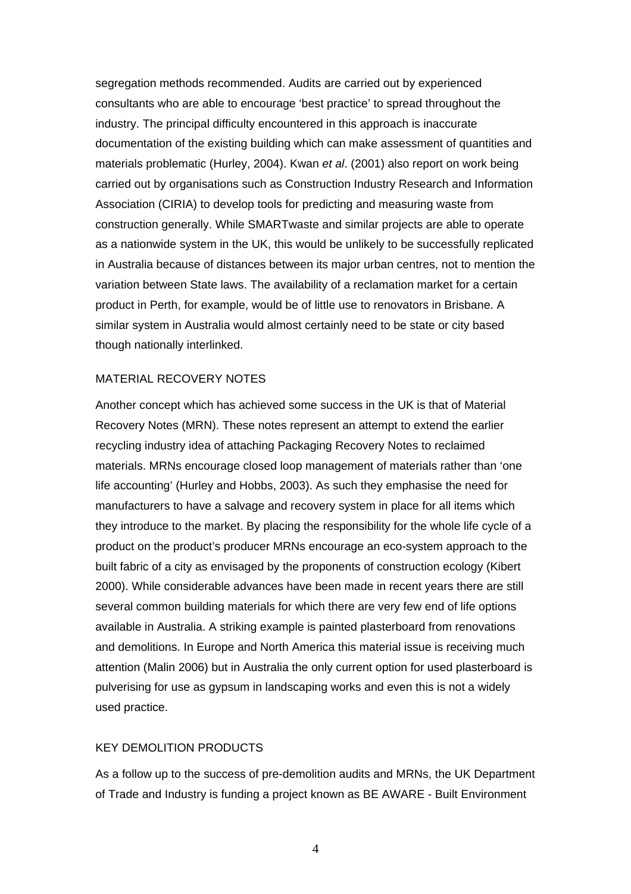segregation methods recommended. Audits are carried out by experienced consultants who are able to encourage 'best practice' to spread throughout the industry. The principal difficulty encountered in this approach is inaccurate documentation of the existing building which can make assessment of quantities and materials problematic (Hurley, 2004). Kwan *et al*. (2001) also report on work being carried out by organisations such as Construction Industry Research and Information Association (CIRIA) to develop tools for predicting and measuring waste from construction generally. While SMARTwaste and similar projects are able to operate as a nationwide system in the UK, this would be unlikely to be successfully replicated in Australia because of distances between its major urban centres, not to mention the variation between State laws. The availability of a reclamation market for a certain product in Perth, for example, would be of little use to renovators in Brisbane. A similar system in Australia would almost certainly need to be state or city based though nationally interlinked.

## MATERIAL RECOVERY NOTES

Another concept which has achieved some success in the UK is that of Material Recovery Notes (MRN). These notes represent an attempt to extend the earlier recycling industry idea of attaching Packaging Recovery Notes to reclaimed materials. MRNs encourage closed loop management of materials rather than 'one life accounting' (Hurley and Hobbs, 2003). As such they emphasise the need for manufacturers to have a salvage and recovery system in place for all items which they introduce to the market. By placing the responsibility for the whole life cycle of a product on the product's producer MRNs encourage an eco-system approach to the built fabric of a city as envisaged by the proponents of construction ecology (Kibert 2000). While considerable advances have been made in recent years there are still several common building materials for which there are very few end of life options available in Australia. A striking example is painted plasterboard from renovations and demolitions. In Europe and North America this material issue is receiving much attention (Malin 2006) but in Australia the only current option for used plasterboard is pulverising for use as gypsum in landscaping works and even this is not a widely used practice.

## KEY DEMOLITION PRODUCTS

As a follow up to the success of pre-demolition audits and MRNs, the UK Department of Trade and Industry is funding a project known as BE AWARE - Built Environment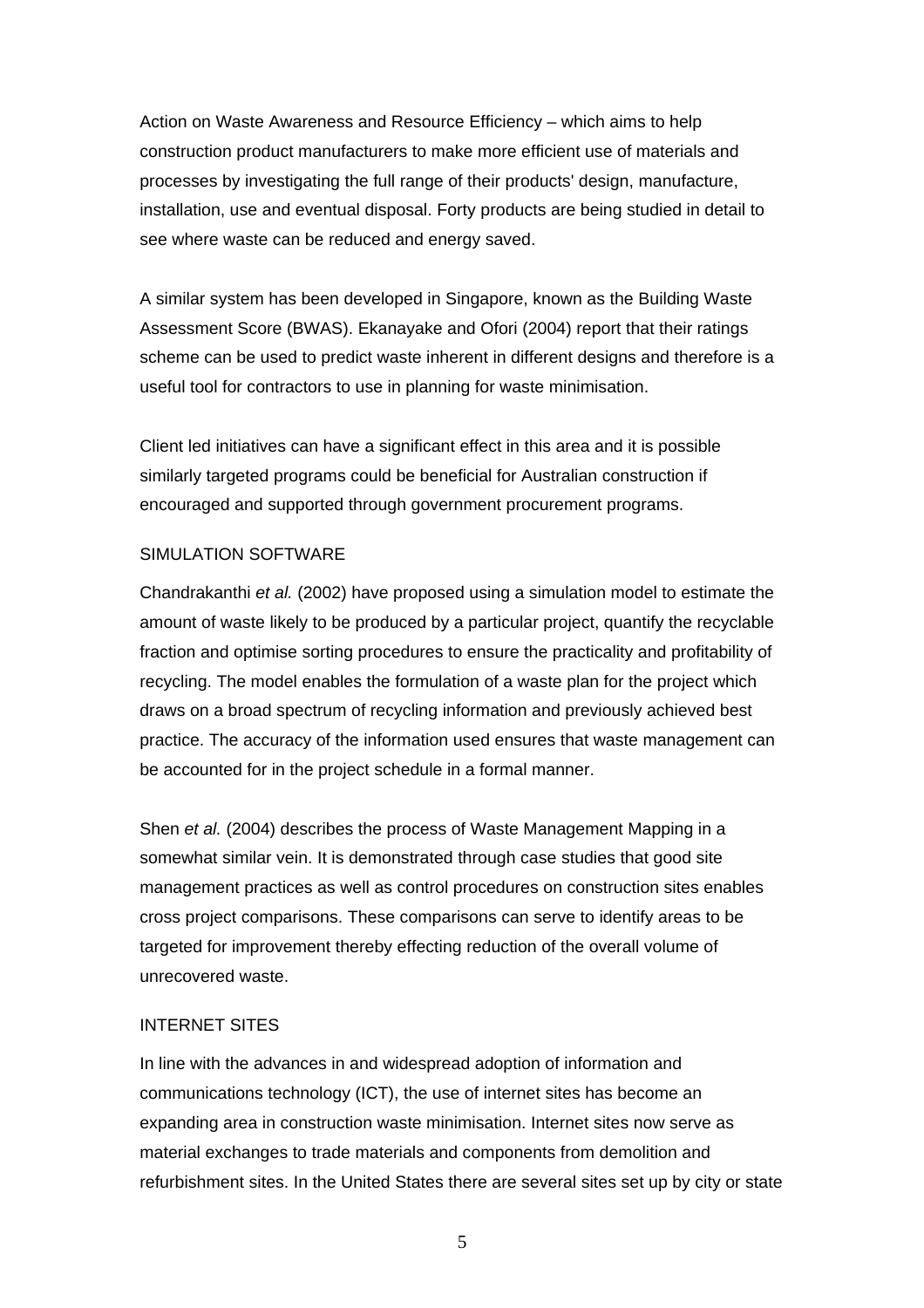Action on Waste Awareness and Resource Efficiency – which aims to help construction product manufacturers to make more efficient use of materials and processes by investigating the full range of their products' design, manufacture, installation, use and eventual disposal. Forty products are being studied in detail to see where waste can be reduced and energy saved.

A similar system has been developed in Singapore, known as the Building Waste Assessment Score (BWAS). Ekanayake and Ofori (2004) report that their ratings scheme can be used to predict waste inherent in different designs and therefore is a useful tool for contractors to use in planning for waste minimisation.

Client led initiatives can have a significant effect in this area and it is possible similarly targeted programs could be beneficial for Australian construction if encouraged and supported through government procurement programs.

### SIMULATION SOFTWARE

Chandrakanthi *et al.* (2002) have proposed using a simulation model to estimate the amount of waste likely to be produced by a particular project, quantify the recyclable fraction and optimise sorting procedures to ensure the practicality and profitability of recycling. The model enables the formulation of a waste plan for the project which draws on a broad spectrum of recycling information and previously achieved best practice. The accuracy of the information used ensures that waste management can be accounted for in the project schedule in a formal manner.

Shen *et al.* (2004) describes the process of Waste Management Mapping in a somewhat similar vein. It is demonstrated through case studies that good site management practices as well as control procedures on construction sites enables cross project comparisons. These comparisons can serve to identify areas to be targeted for improvement thereby effecting reduction of the overall volume of unrecovered waste.

### INTERNET SITES

In line with the advances in and widespread adoption of information and communications technology (ICT), the use of internet sites has become an expanding area in construction waste minimisation. Internet sites now serve as material exchanges to trade materials and components from demolition and refurbishment sites. In the United States there are several sites set up by city or state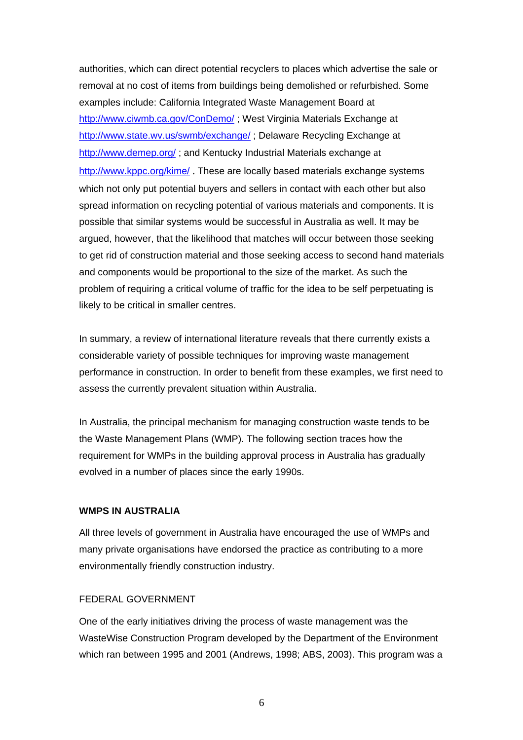authorities, which can direct potential recyclers to places which advertise the sale or removal at no cost of items from buildings being demolished or refurbished. Some examples include: California Integrated Waste Management Board at http://www.ciwmb.ca.gov/ConDemo/ ; West Virginia Materials Exchange at http://www.state.wv.us/swmb/exchange/ ; Delaware Recycling Exchange at http://www.demep.org/ ; and Kentucky Industrial Materials exchange at http://www.kppc.org/kime/ . These are locally based materials exchange systems which not only put potential buyers and sellers in contact with each other but also spread information on recycling potential of various materials and components. It is possible that similar systems would be successful in Australia as well. It may be argued, however, that the likelihood that matches will occur between those seeking to get rid of construction material and those seeking access to second hand materials and components would be proportional to the size of the market. As such the problem of requiring a critical volume of traffic for the idea to be self perpetuating is likely to be critical in smaller centres.

In summary, a review of international literature reveals that there currently exists a considerable variety of possible techniques for improving waste management performance in construction. In order to benefit from these examples, we first need to assess the currently prevalent situation within Australia.

In Australia, the principal mechanism for managing construction waste tends to be the Waste Management Plans (WMP). The following section traces how the requirement for WMPs in the building approval process in Australia has gradually evolved in a number of places since the early 1990s.

## WMPS IN AUSTRALIA

All three levels of government in Australia have encouraged the use of WMPs and many private organisations have endorsed the practice as contributing to a more environmentally friendly construction industry.

### FEDERAL GOVERNMENT

One of the early initiatives driving the process of waste management was the WasteWise Construction Program developed by the Department of the Environment which ran between 1995 and 2001 (Andrews, 1998; ABS, 2003). This program was a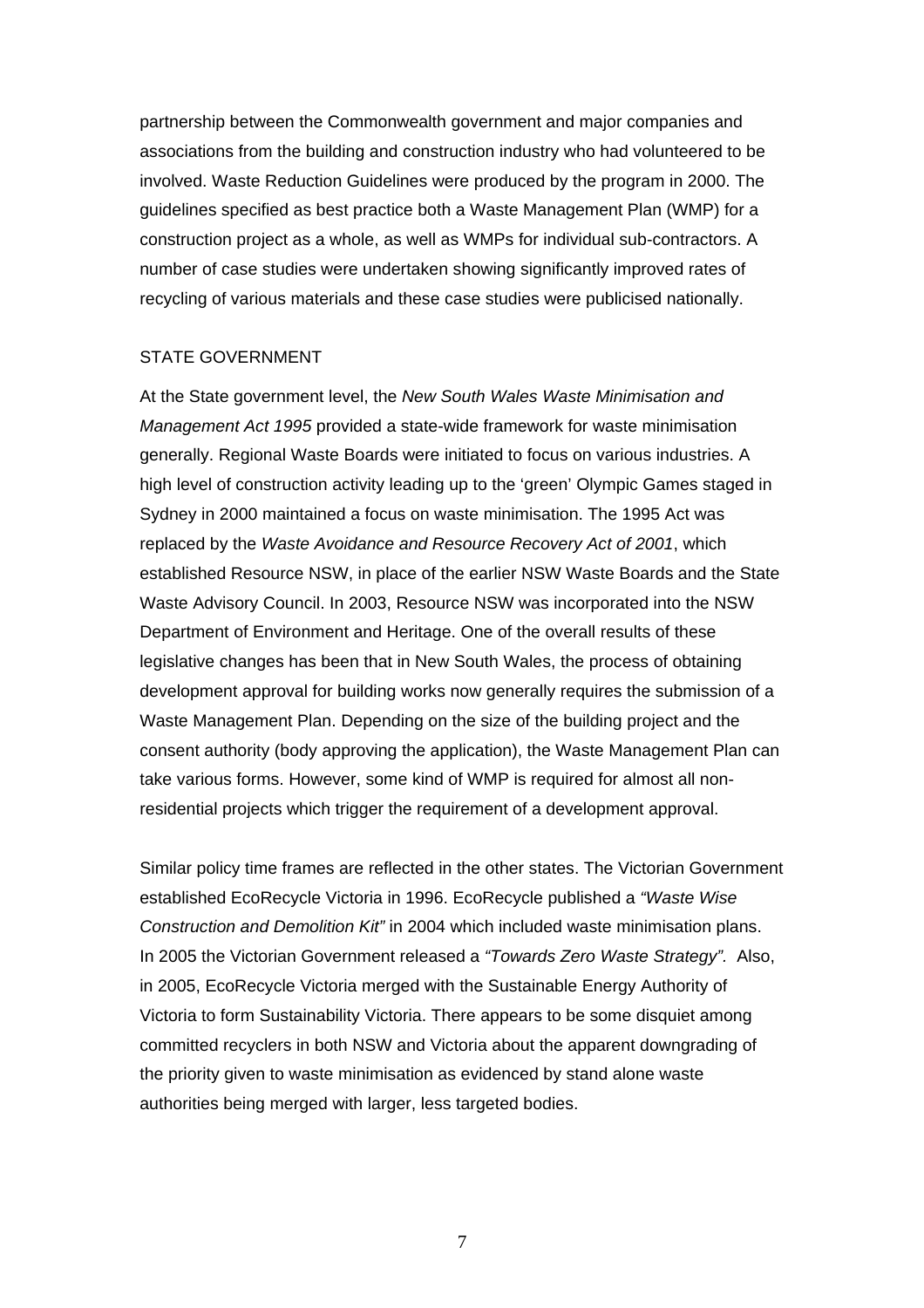partnership between the Commonwealth government and major companies and associations from the building and construction industry who had volunteered to be involved. Waste Reduction Guidelines were produced by the program in 2000. The guidelines specified as best practice both a Waste Management Plan (WMP) for a construction project as a whole, as well as WMPs for individual sub-contractors. A number of case studies were undertaken showing significantly improved rates of recycling of various materials and these case studies were publicised nationally.

STATE GOVERNMENT

At the State government level, the *New South Wales Waste Minimisation and Management Act 1995* provided a state-wide framework for waste minimisation generally. Regional Waste Boards were initiated to focus on various industries. A high level of construction activity leading up to the 'green' Olympic Games staged in Sydney in 2000 maintained a focus on waste minimisation. The 1995 Act was replaced by the *Waste Avoidance and Resource Recovery Act of 2001*, which established Resource NSW, in place of the earlier NSW Waste Boards and the State Waste Advisory Council. In 2003, Resource NSW was incorporated into the NSW Department of Environment and Heritage. One of the overall results of these legislative changes has been that in New South Wales, the process of obtaining development approval for building works now generally requires the submission of a Waste Management Plan. Depending on the size of the building project and the consent authority (body approving the application), the Waste Management Plan can take various forms. However, some kind of WMP is required for almost all non-residential projects which trigger the requirement of a development approval.

Similar policy time frames are reflected in the other states. The Victorian Government established EcoRecycle Victoria in 1996. EcoRecycle published a *"Waste Wise Construction and Demolition Kit"* in 2004 which included waste minimisation plans. In 2005 the Victorian Government released a *"Towards Zero Waste Strategy"*. Also, in 2005, EcoRecycle Victoria merged with the Sustainable Energy Authority of Victoria to form Sustainability Victoria. There appears to be some disquiet among committed recyclers in both NSW and Victoria about the apparent downgrading of the priority given to waste minimisation as evidenced by stand alone waste authorities being merged with larger, less targeted bodies.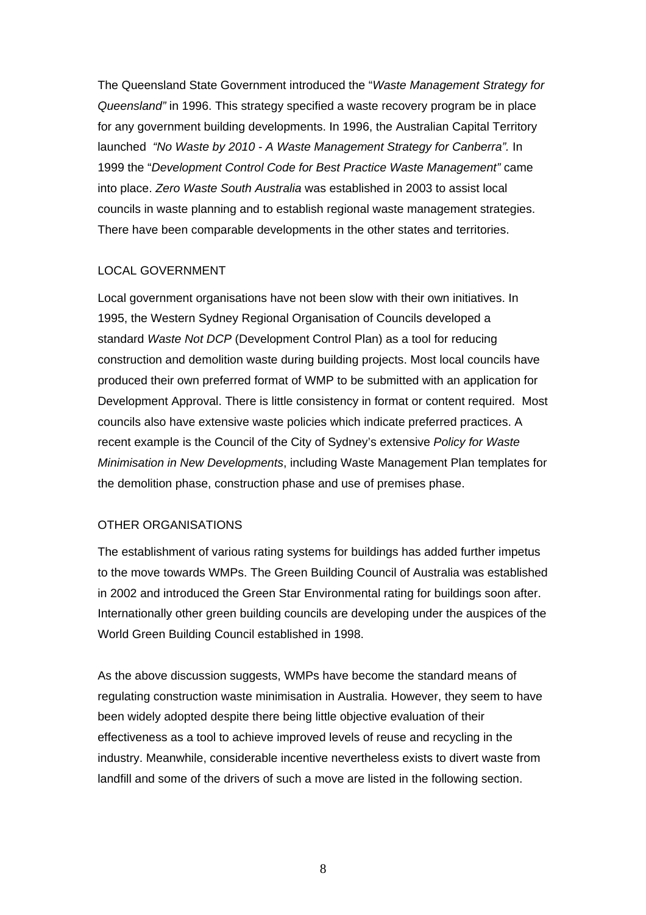The Queensland State Government introduced the "*Waste Management Strategy for Queensland"* in 1996. This strategy specified a waste recovery program be in place for any government building developments. In 1996, the Australian Capital Territory launched *"No Waste by 2010 - A Waste Management Strategy for Canberra".* In 1999 the "*Development Control Code for Best Practice Waste Management"* came into place. *Zero Waste South Australia* was established in 2003 to assist local councils in waste planning and to establish regional waste management strategies. There have been comparable developments in the other states and territories.

## LOCAL GOVERNMENT

Local government organisations have not been slow with their own initiatives. In 1995, the Western Sydney Regional Organisation of Councils developed a standard *Waste Not DCP* (Development Control Plan) as a tool for reducing construction and demolition waste during building projects. Most local councils have produced their own preferred format of WMP to be submitted with an application for Development Approval. There is little consistency in format or content required. Most councils also have extensive waste policies which indicate preferred practices. A recent example is the Council of the City of Sydney's extensive *Policy for Waste Minimisation in New Developments*, including Waste Management Plan templates for the demolition phase, construction phase and use of premises phase.

## OTHER ORGANISATIONS

The establishment of various rating systems for buildings has added further impetus to the move towards WMPs. The Green Building Council of Australia was established in 2002 and introduced the Green Star Environmental rating for buildings soon after. Internationally other green building councils are developing under the auspices of the World Green Building Council established in 1998.

As the above discussion suggests, WMPs have become the standard means of regulating construction waste minimisation in Australia. However, they seem to have been widely adopted despite there being little objective evaluation of their effectiveness as a tool to achieve improved levels of reuse and recycling in the industry. Meanwhile, considerable incentive nevertheless exists to divert waste from landfill and some of the drivers of such a move are listed in the following section.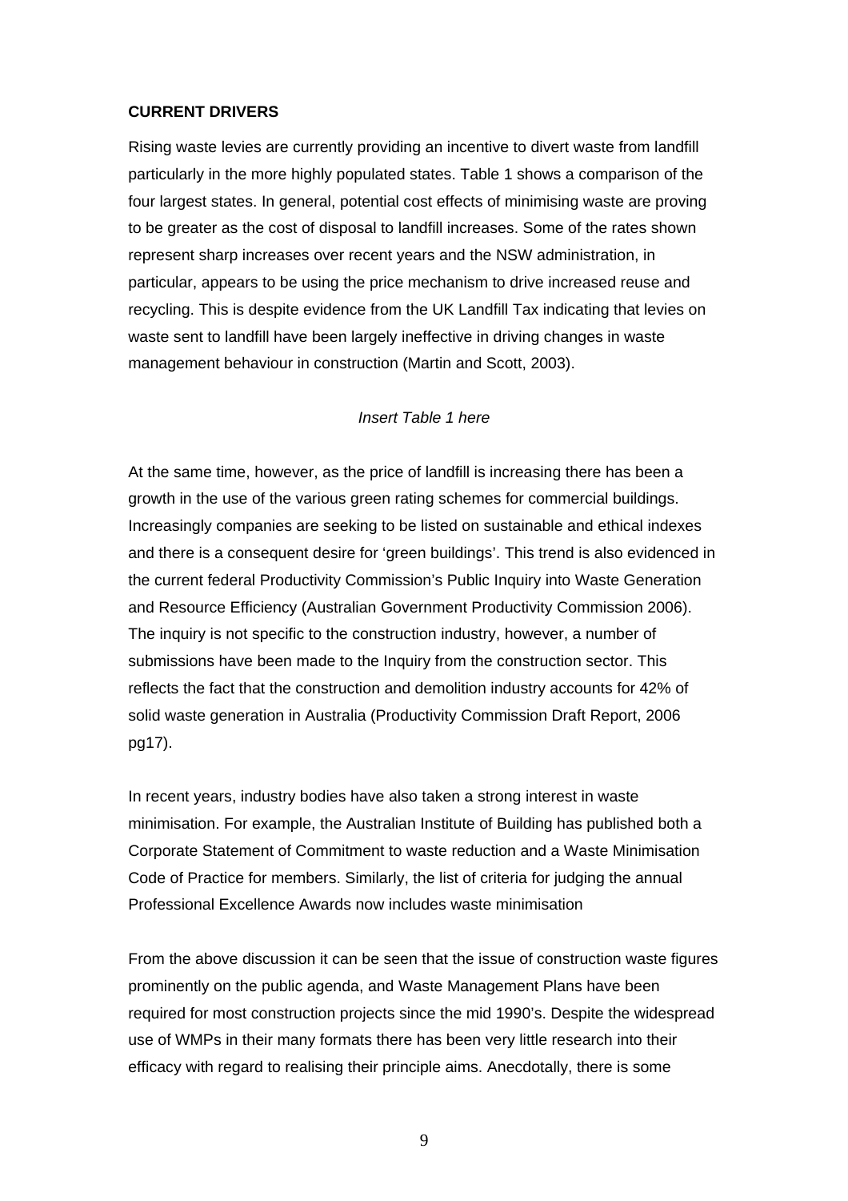## CURRENT DRIVERS

Rising waste levies are currently providing an incentive to divert waste from landfill particularly in the more highly populated states. Table 1 shows a comparison of the four largest states. In general, potential cost effects of minimising waste are proving to be greater as the cost of disposal to landfill increases. Some of the rates shown represent sharp increases over recent years and the NSW administration, in particular, appears to be using the price mechanism to drive increased reuse and recycling. This is despite evidence from the UK Landfill Tax indicating that levies on waste sent to landfill have been largely ineffective in driving changes in waste management behaviour in construction (Martin and Scott, 2003).

*Insert Table 1 here*

At the same time, however, as the price of landfill is increasing there has been a growth in the use of the various green rating schemes for commercial buildings. Increasingly companies are seeking to be listed on sustainable and ethical indexes and there is a consequent desire for 'green buildings'. This trend is also evidenced in the current federal Productivity Commission's Public Inquiry into Waste Generation and Resource Efficiency (Australian Government Productivity Commission 2006). The inquiry is not specific to the construction industry, however, a number of submissions have been made to the Inquiry from the construction sector. This reflects the fact that the construction and demolition industry accounts for 42% of solid waste generation in Australia (Productivity Commission Draft Report, 2006 pg17).

In recent years, industry bodies have also taken a strong interest in waste minimisation. For example, the Australian Institute of Building has published both a Corporate Statement of Commitment to waste reduction and a Waste Minimisation Code of Practice for members. Similarly, the list of criteria for judging the annual Professional Excellence Awards now includes waste minimisation

From the above discussion it can be seen that the issue of construction waste figures prominently on the public agenda, and Waste Management Plans have been required for most construction projects since the mid 1990's. Despite the widespread use of WMPs in their many formats there has been very little research into their efficacy with regard to realising their principle aims. Anecdotally, there is some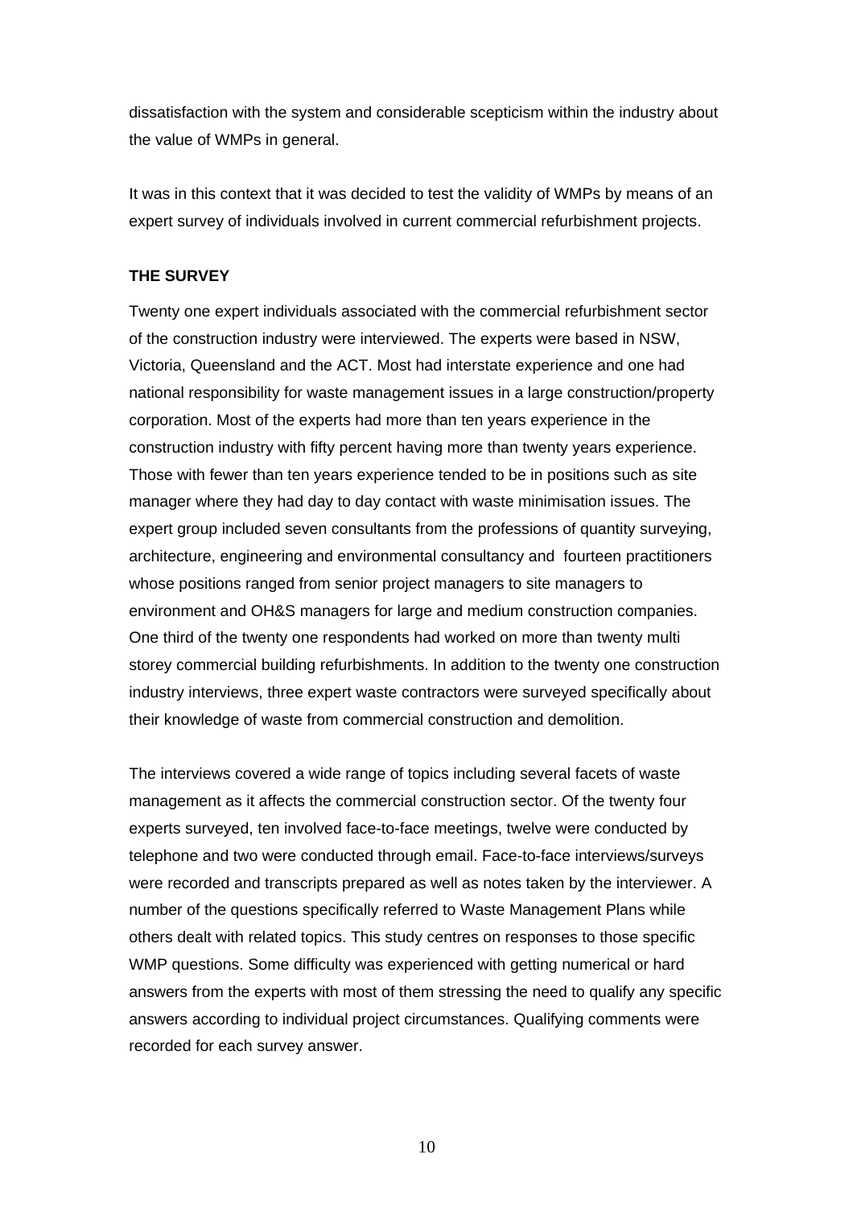dissatisfaction with the system and considerable scepticism within the industry about the value of WMPs in general.

It was in this context that it was decided to test the validity of WMPs by means of an expert survey of individuals involved in current commercial refurbishment projects.

**THE SURVEY**

Twenty one expert individuals associated with the commercial refurbishment sector of the construction industry were interviewed. The experts were based in NSW, Victoria, Queensland and the ACT. Most had interstate experience and one had national responsibility for waste management issues in a large construction/property corporation. Most of the experts had more than ten years experience in the construction industry with fifty percent having more than twenty years experience. Those with fewer than ten years experience tended to be in positions such as site manager where they had day to day contact with waste minimisation issues. The expert group included seven consultants from the professions of quantity surveying, architecture, engineering and environmental consultancy and fourteen practitioners whose positions ranged from senior project managers to site managers to environment and OH&S managers for large and medium construction companies. One third of the twenty one respondents had worked on more than twenty multi storey commercial building refurbishments. In addition to the twenty one construction industry interviews, three expert waste contractors were surveyed specifically about their knowledge of waste from commercial construction and demolition.

The interviews covered a wide range of topics including several facets of waste management as it affects the commercial construction sector. Of the twenty four experts surveyed, ten involved face-to-face meetings, twelve were conducted by telephone and two were conducted through email. Face-to-face interviews/surveys were recorded and transcripts prepared as well as notes taken by the interviewer. A number of the questions specifically referred to Waste Management Plans while others dealt with related topics. This study centres on responses to those specific WMP questions. Some difficulty was experienced with getting numerical or hard answers from the experts with most of them stressing the need to qualify any specific answers according to individual project circumstances. Qualifying comments were recorded for each survey answer.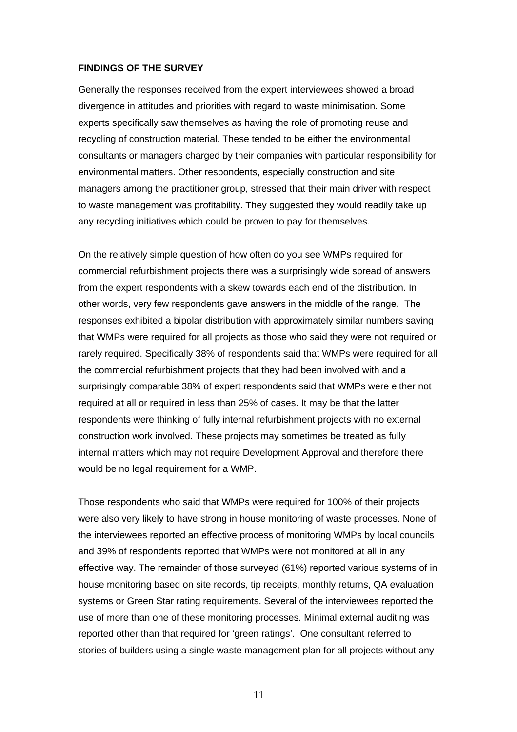**FINDINGS OF THE SURVEY**

Generally the responses received from the expert interviewees showed a broad divergence in attitudes and priorities with regard to waste minimisation. Some experts specifically saw themselves as having the role of promoting reuse and recycling of construction material. These tended to be either the environmental consultants or managers charged by their companies with particular responsibility for environmental matters. Other respondents, especially construction and site managers among the practitioner group, stressed that their main driver with respect to waste management was profitability. They suggested they would readily take up any recycling initiatives which could be proven to pay for themselves.

On the relatively simple question of how often do you see WMPs required for commercial refurbishment projects there was a surprisingly wide spread of answers from the expert respondents with a skew towards each end of the distribution. In other words, very few respondents gave answers in the middle of the range. The responses exhibited a bipolar distribution with approximately similar numbers saying that WMPs were required for all projects as those who said they were not required or rarely required. Specifically 38% of respondents said that WMPs were required for all the commercial refurbishment projects that they had been involved with and a surprisingly comparable 38% of expert respondents said that WMPs were either not required at all or required in less than 25% of cases. It may be that the latter respondents were thinking of fully internal refurbishment projects with no external construction work involved. These projects may sometimes be treated as fully internal matters which may not require Development Approval and therefore there would be no legal requirement for a WMP.

Those respondents who said that WMPs were required for 100% of their projects were also very likely to have strong in house monitoring of waste processes. None of the interviewees reported an effective process of monitoring WMPs by local councils and 39% of respondents reported that WMPs were not monitored at all in any effective way. The remainder of those surveyed (61%) reported various systems of in house monitoring based on site records, tip receipts, monthly returns, QA evaluation systems or Green Star rating requirements. Several of the interviewees reported the use of more than one of these monitoring processes. Minimal external auditing was reported other than that required for 'green ratings'. One consultant referred to stories of builders using a single waste management plan for all projects without any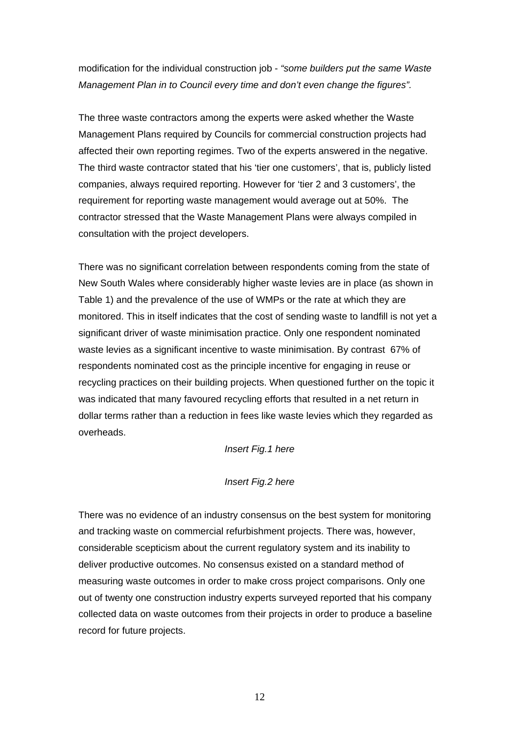modification for the individual construction job - *"some builders put the same Waste Management Plan in to Council every time and don't even change the figures".*

The three waste contractors among the experts were asked whether the Waste Management Plans required by Councils for commercial construction projects had affected their own reporting regimes. Two of the experts answered in the negative. The third waste contractor stated that his 'tier one customers', that is, publicly listed companies, always required reporting. However for 'tier 2 and 3 customers', the requirement for reporting waste management would average out at 50%. The contractor stressed that the Waste Management Plans were always compiled in consultation with the project developers.

There was no significant correlation between respondents coming from the state of New South Wales where considerably higher waste levies are in place (as shown in Table 1) and the prevalence of the use of WMPs or the rate at which they are monitored. This in itself indicates that the cost of sending waste to landfill is not yet a significant driver of waste minimisation practice. Only one respondent nominated waste levies as a significant incentive to waste minimisation. By contrast 67% of respondents nominated cost as the principle incentive for engaging in reuse or recycling practices on their building projects. When questioned further on the topic it was indicated that many favoured recycling efforts that resulted in a net return in dollar terms rather than a reduction in fees like waste levies which they regarded as overheads.

*Insert Fig.1 here*

*Insert Fig.2 here*

There was no evidence of an industry consensus on the best system for monitoring and tracking waste on commercial refurbishment projects. There was, however, considerable scepticism about the current regulatory system and its inability to deliver productive outcomes. No consensus existed on a standard method of measuring waste outcomes in order to make cross project comparisons. Only one out of twenty one construction industry experts surveyed reported that his company collected data on waste outcomes from their projects in order to produce a baseline record for future projects.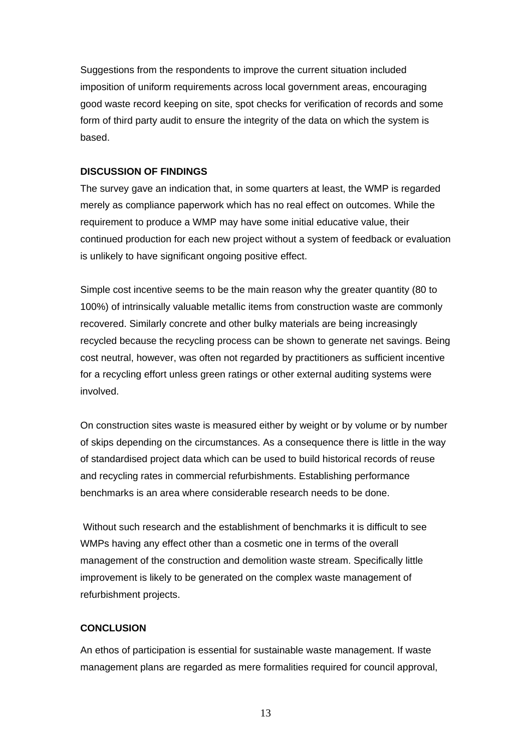Suggestions from the respondents to improve the current situation included imposition of uniform requirements across local government areas, encouraging good waste record keeping on site, spot checks for verification of records and some form of third party audit to ensure the integrity of the data on which the system is based.

**DISCUSSION OF FINDINGS**

The survey gave an indication that, in some quarters at least, the WMP is regarded merely as compliance paperwork which has no real effect on outcomes. While the requirement to produce a WMP may have some initial educative value, their continued production for each new project without a system of feedback or evaluation is unlikely to have significant ongoing positive effect.

Simple cost incentive seems to be the main reason why the greater quantity (80 to 100%) of intrinsically valuable metallic items from construction waste are commonly recovered. Similarly concrete and other bulky materials are being increasingly recycled because the recycling process can be shown to generate net savings. Being cost neutral, however, was often not regarded by practitioners as sufficient incentive for a recycling effort unless green ratings or other external auditing systems were involved.

On construction sites waste is measured either by weight or by volume or by number of skips depending on the circumstances. As a consequence there is little in the way of standardised project data which can be used to build historical records of reuse and recycling rates in commercial refurbishments. Establishing performance benchmarks is an area where considerable research needs to be done.

Without such research and the establishment of benchmarks it is difficult to see WMPs having any effect other than a cosmetic one in terms of the overall management of the construction and demolition waste stream. Specifically little improvement is likely to be generated on the complex waste management of refurbishment projects.

**CONCLUSION**

An ethos of participation is essential for sustainable waste management. If waste management plans are regarded as mere formalities required for council approval,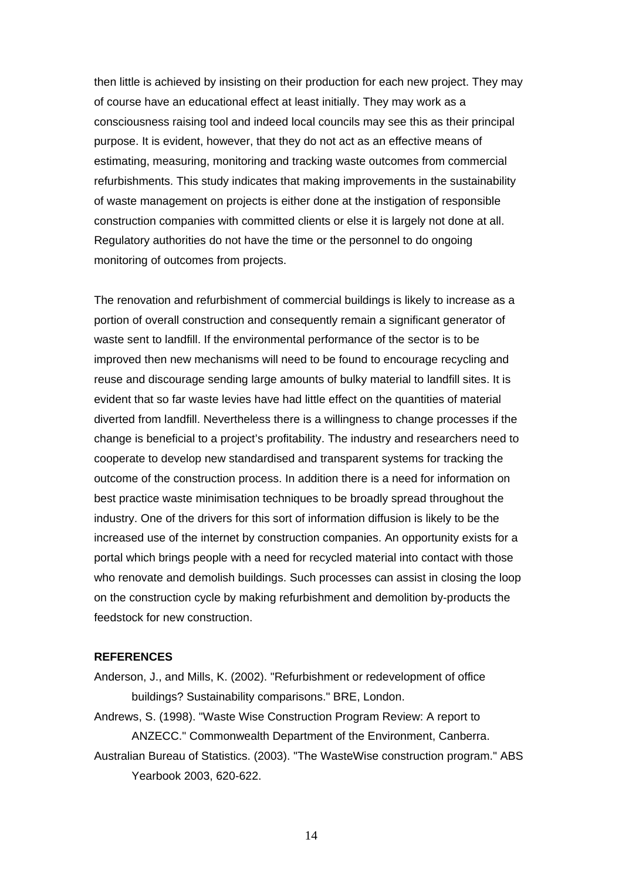then little is achieved by insisting on their production for each new project. They may of course have an educational effect at least initially. They may work as a consciousness raising tool and indeed local councils may see this as their principal purpose. It is evident, however, that they do not act as an effective means of estimating, measuring, monitoring and tracking waste outcomes from commercial refurbishments. This study indicates that making improvements in the sustainability of waste management on projects is either done at the instigation of responsible construction companies with committed clients or else it is largely not done at all. Regulatory authorities do not have the time or the personnel to do ongoing monitoring of outcomes from projects.

The renovation and refurbishment of commercial buildings is likely to increase as a portion of overall construction and consequently remain a significant generator of waste sent to landfill. If the environmental performance of the sector is to be improved then new mechanisms will need to be found to encourage recycling and reuse and discourage sending large amounts of bulky material to landfill sites. It is evident that so far waste levies have had little effect on the quantities of material diverted from landfill. Nevertheless there is a willingness to change processes if the change is beneficial to a project's profitability. The industry and researchers need to cooperate to develop new standardised and transparent systems for tracking the outcome of the construction process. In addition there is a need for information on best practice waste minimisation techniques to be broadly spread throughout the industry. One of the drivers for this sort of information diffusion is likely to be the increased use of the internet by construction companies. An opportunity exists for a portal which brings people with a need for recycled material into contact with those who renovate and demolish buildings. Such processes can assist in closing the loop on the construction cycle by making refurbishment and demolition by-products the feedstock for new construction.

**REFERENCES**

Anderson, J., and Mills, K. (2002). "Refurbishment or redevelopment of office buildings? Sustainability comparisons." BRE, London.

Andrews, S. (1998). "Waste Wise Construction Program Review: A report to ANZECC." Commonwealth Department of the Environment, Canberra.

Australian Bureau of Statistics. (2003). "The WasteWise construction program." ABS Yearbook 2003, 620-622.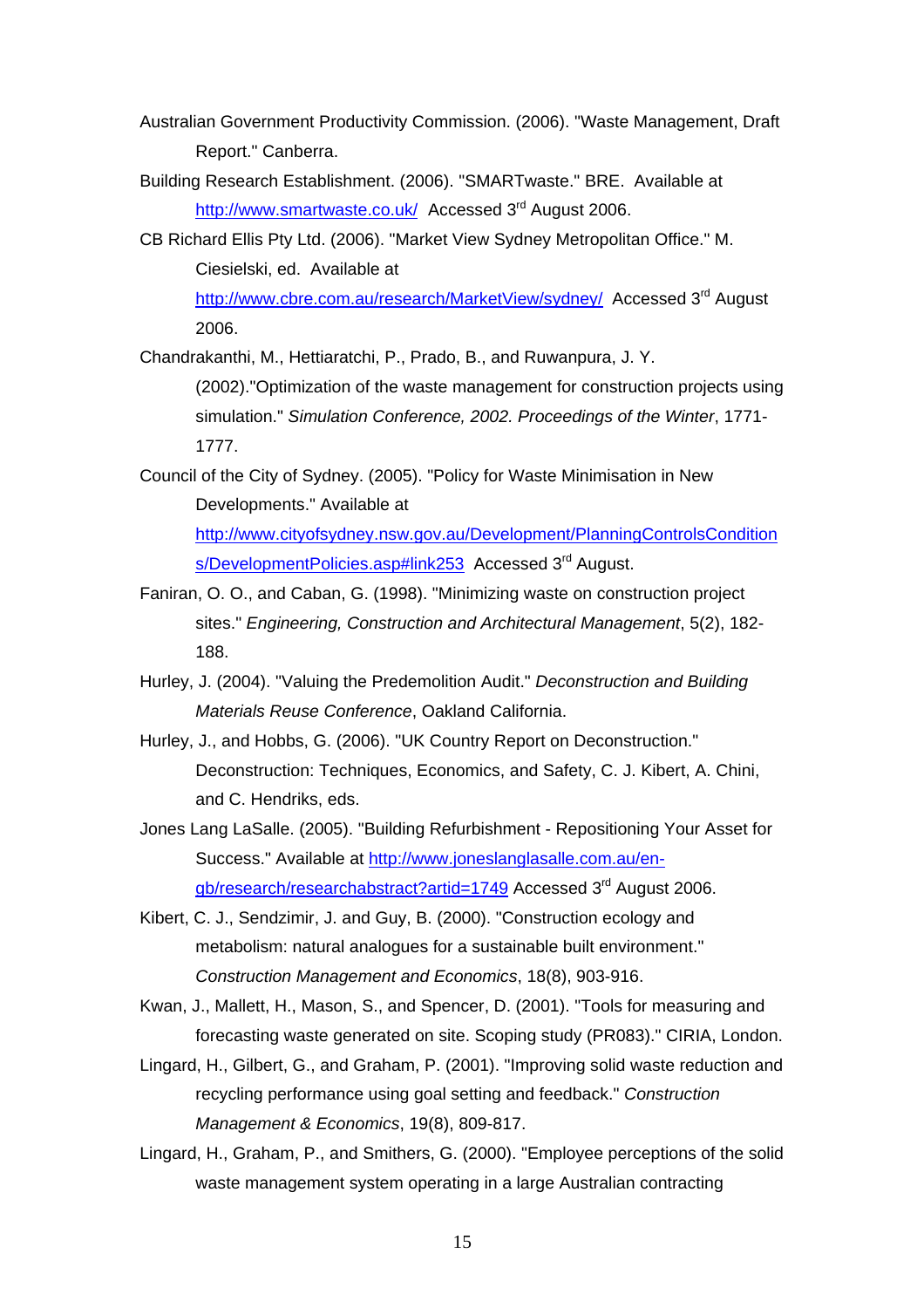Australian Government Productivity Commission. (2006). "Waste Management, Draft Report." Canberra.

Building Research Establishment. (2006). "SMARTwaste." BRE. Available at http://www.smartwaste.co.uk/ Accessed 3rd August 2006.

CB Richard Ellis Pty Ltd. (2006). "Market View Sydney Metropolitan Office." M. Ciesielski, ed. Available at http://www.cbre.com.au/research/MarketView/sydney/ Accessed 3rd August 2006.

Chandrakanthi, M., Hettiaratchi, P., Prado, B., and Ruwanpura, J. Y. (2002)."Optimization of the waste management for construction projects using simulation." *Simulation Conference, 2002. Proceedings of the Winter*, 1771-1777.

Council of the City of Sydney. (2005). "Policy for Waste Minimisation in New Developments." Available at http://www.cityofsydney.nsw.gov.au/Development/PlanningControlsConditions/DevelopmentPolicies.asp#link253 Accessed 3rd August.

Faniran, O. O., and Caban, G. (1998). "Minimizing waste on construction project sites." *Engineering, Construction and Architectural Management*, 5(2), 182-188.

Hurley, J. (2004). "Valuing the Predemolition Audit." *Deconstruction and Building Materials Reuse Conference*, Oakland California.

Hurley, J., and Hobbs, G. (2006). "UK Country Report on Deconstruction." Deconstruction: Techniques, Economics, and Safety, C. J. Kibert, A. Chini, and C. Hendriks, eds.

Jones Lang LaSalle. (2005). "Building Refurbishment - Repositioning Your Asset for Success." Available at http://www.joneslanglasalle.com.au/en-gb/research/researchabstract?artid=1749 Accessed 3rd August 2006.

Kibert, C. J., Sendzimir, J. and Guy, B. (2000). "Construction ecology and metabolism: natural analogues for a sustainable built environment." *Construction Management and Economics*, 18(8), 903-916.

Kwan, J., Mallett, H., Mason, S., and Spencer, D. (2001). "Tools for measuring and forecasting waste generated on site. Scoping study (PR083)." CIRIA, London.

Lingard, H., Gilbert, G., and Graham, P. (2001). "Improving solid waste reduction and recycling performance using goal setting and feedback." *Construction Management & Economics*, 19(8), 809-817.

Lingard, H., Graham, P., and Smithers, G. (2000). "Employee perceptions of the solid waste management system operating in a large Australian contracting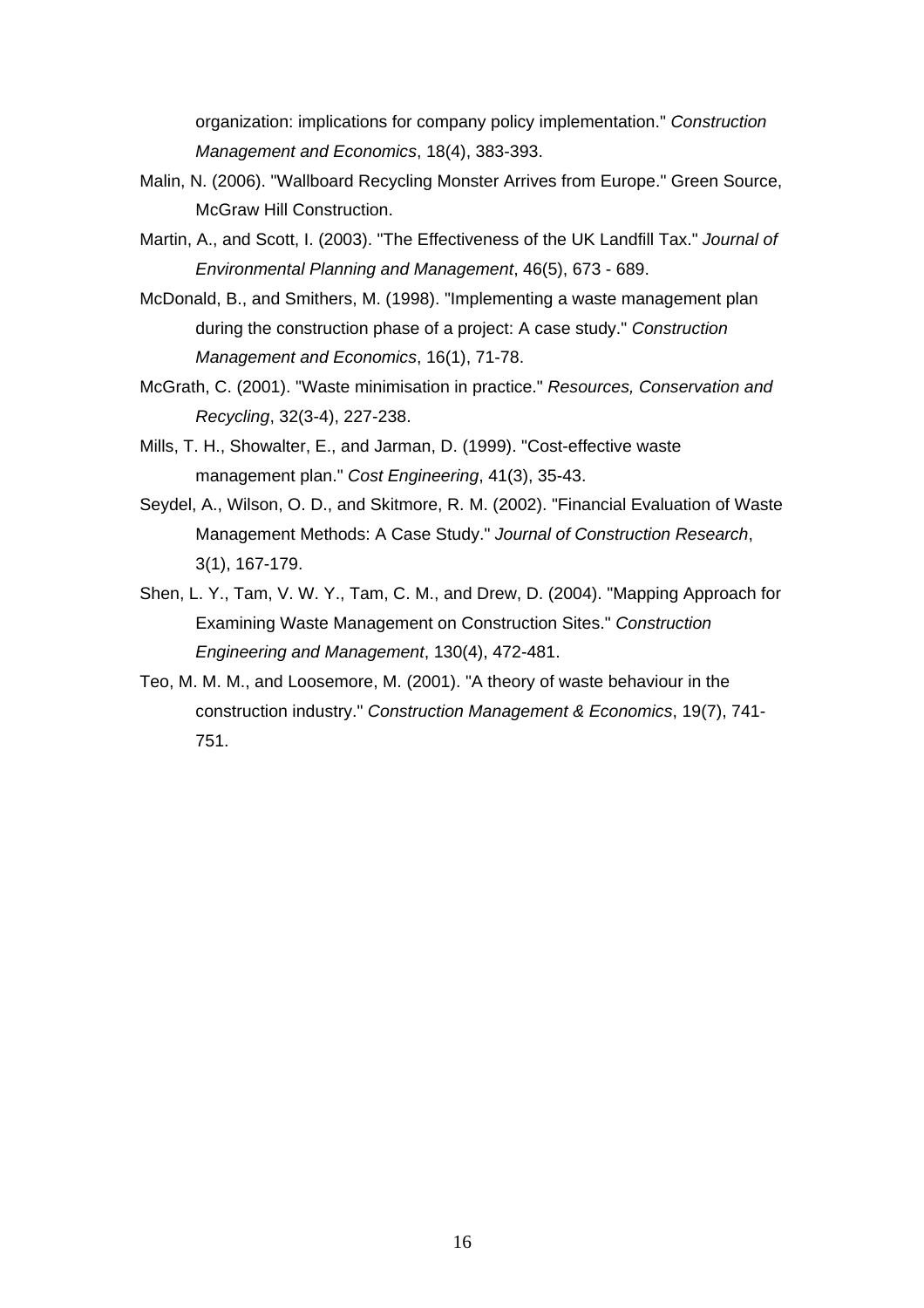organization: implications for company policy implementation." *Construction Management and Economics*, 18(4), 383-393.

Malin, N. (2006). "Wallboard Recycling Monster Arrives from Europe." Green Source, McGraw Hill Construction.

Martin, A., and Scott, I. (2003). "The Effectiveness of the UK Landfill Tax." *Journal of Environmental Planning and Management*, 46(5), 673 - 689.

McDonald, B., and Smithers, M. (1998). "Implementing a waste management plan during the construction phase of a project: A case study." *Construction Management and Economics*, 16(1), 71-78.

McGrath, C. (2001). "Waste minimisation in practice." *Resources, Conservation and Recycling*, 32(3-4), 227-238.

Mills, T. H., Showalter, E., and Jarman, D. (1999). "Cost-effective waste management plan." *Cost Engineering*, 41(3), 35-43.

Seydel, A., Wilson, O. D., and Skitmore, R. M. (2002). "Financial Evaluation of Waste Management Methods: A Case Study." *Journal of Construction Research*, 3(1), 167-179.

Shen, L. Y., Tam, V. W. Y., Tam, C. M., and Drew, D. (2004). "Mapping Approach for Examining Waste Management on Construction Sites." *Construction Engineering and Management*, 130(4), 472-481.

Teo, M. M. M., and Loosemore, M. (2001). "A theory of waste behaviour in the construction industry." *Construction Management & Economics*, 19(7), 741-751.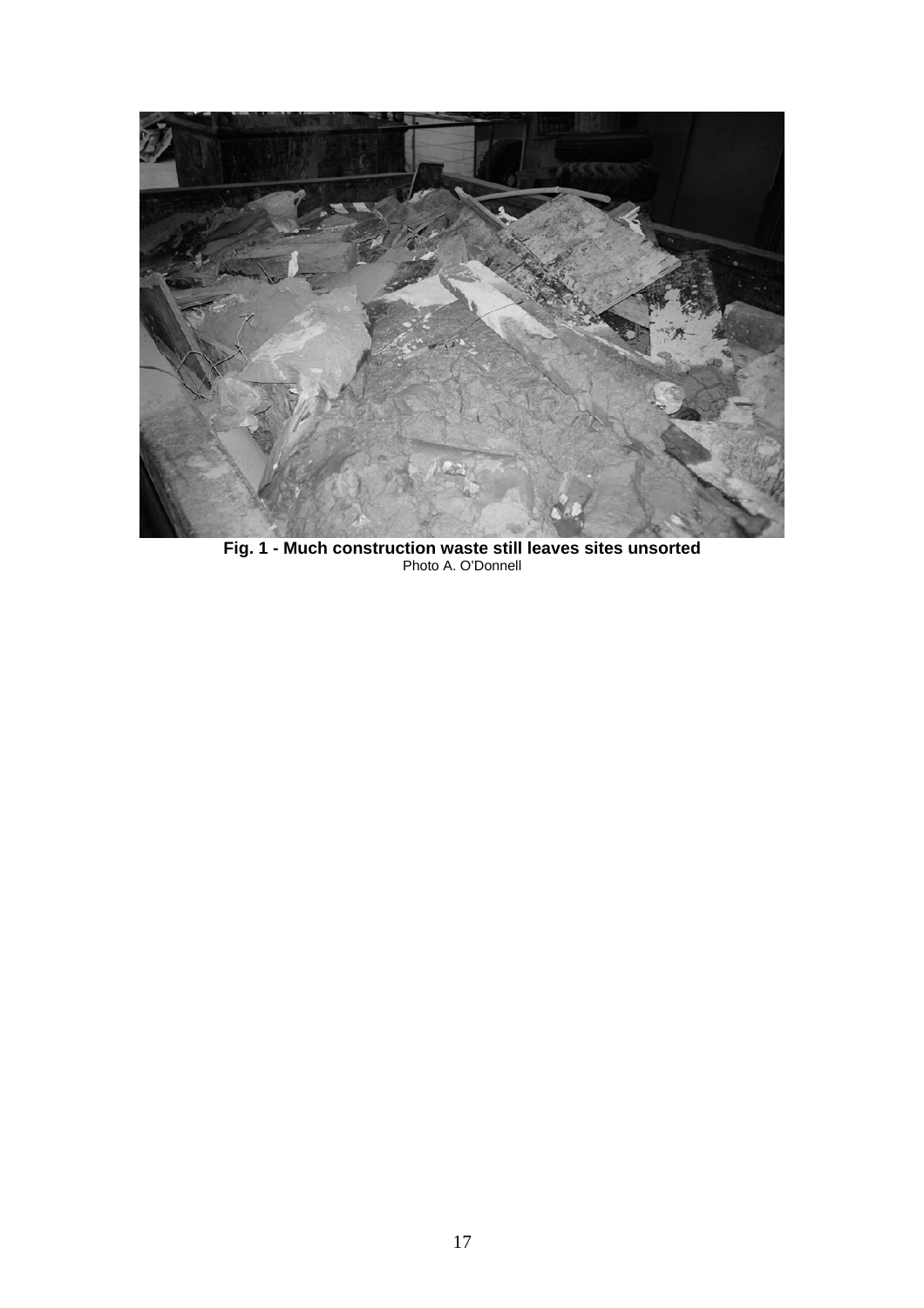**Fig. 1 - Much construction waste still leaves sites unsorted**
Photo A. O'Donnell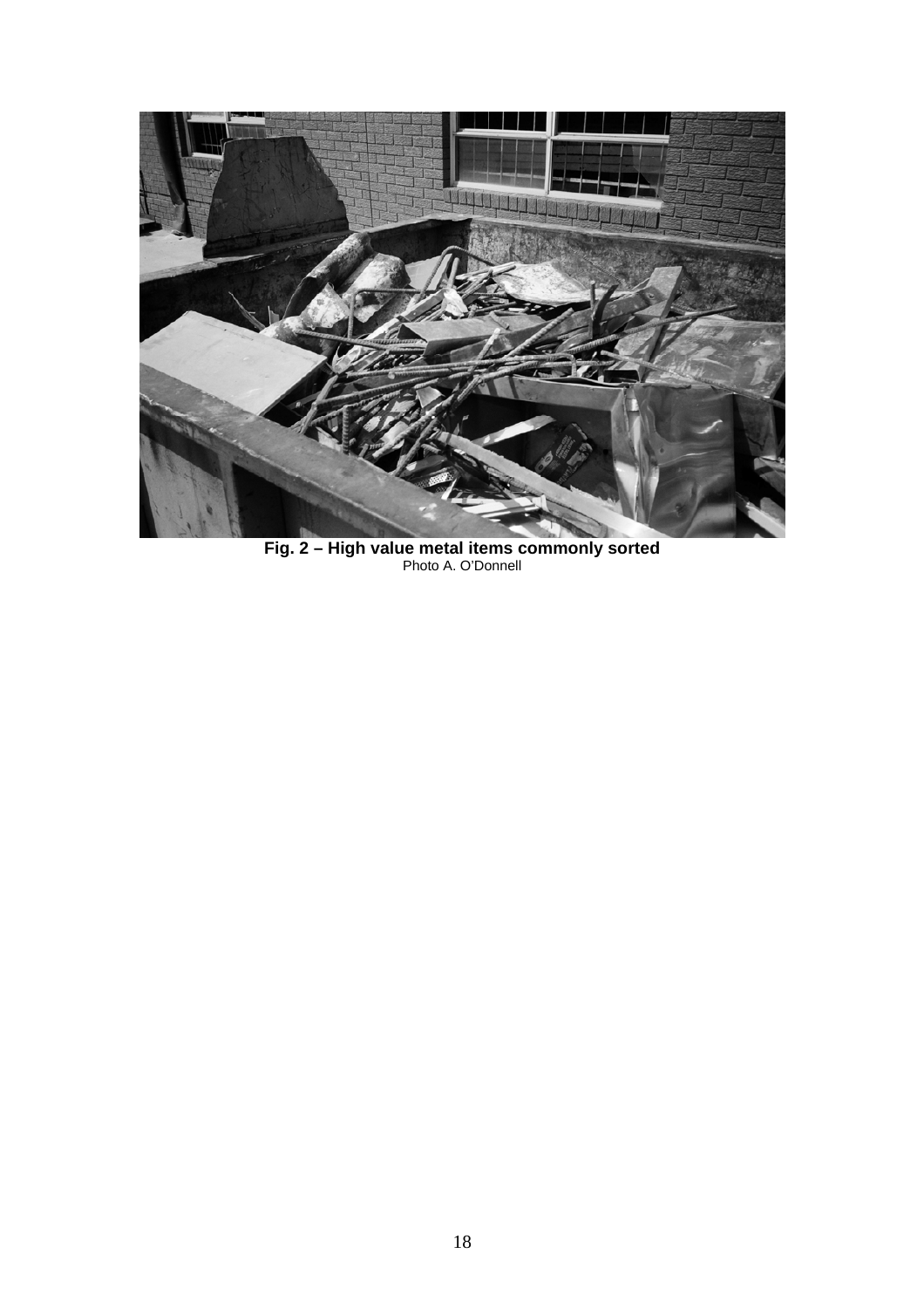**Fig. 2 – High value metal items commonly sorted**
Photo A. O'Donnell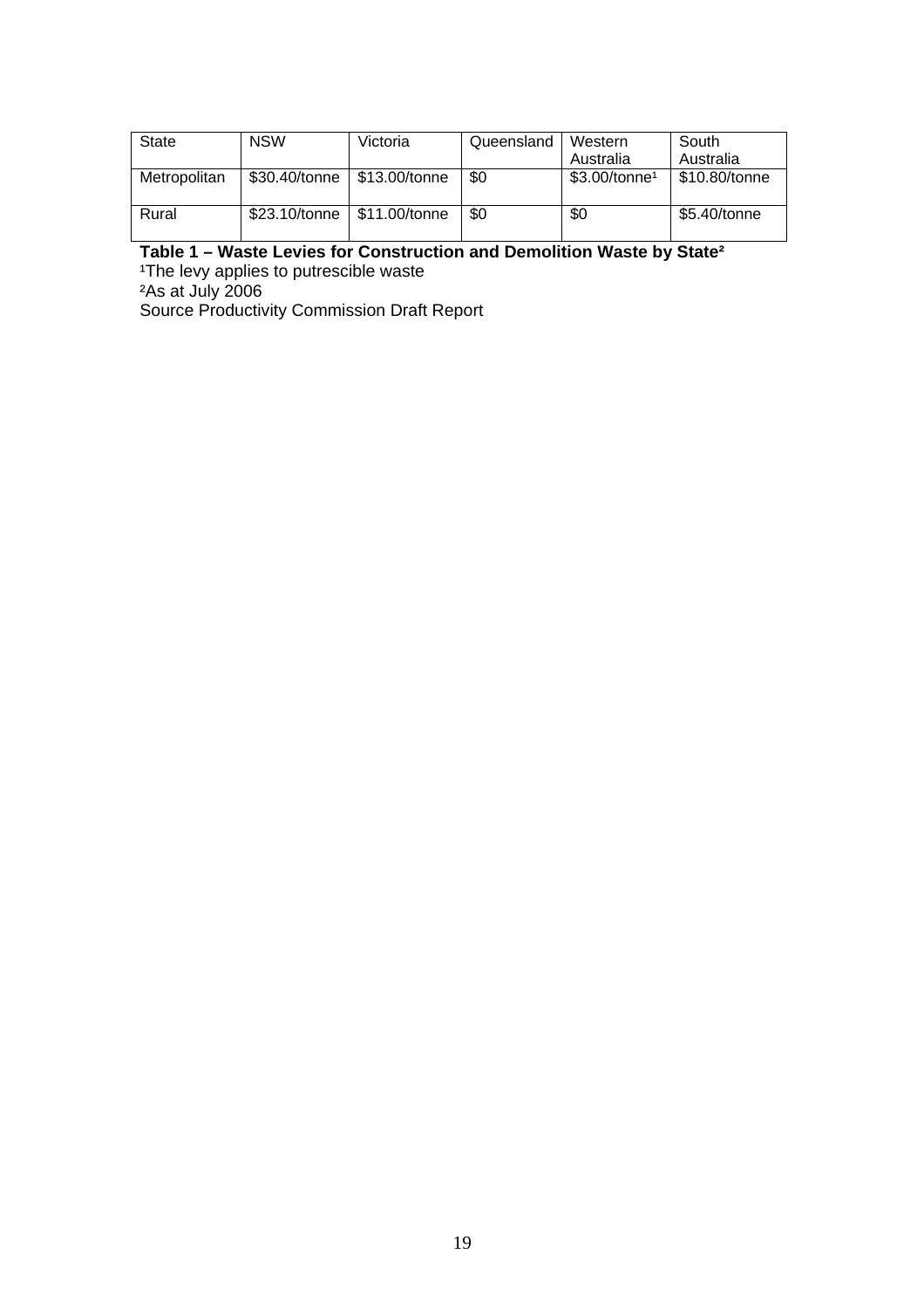| State | NSW | Victoria | Queensland | Western Australia | South Australia |
|---|---|---|---|---|---|
| Metropolitan | $30.40/tonne | $13.00/tonne | $0 | $3.00/tonne[1] | $10.80/tonne |
| Rural | $23.10/tonne | $11.00/tonne | $0 | $0 | $5.40/tonne |

**Table 1 – Waste Levies for Construction and Demolition Waste by State[2]**

[1]The levy applies to putrescible waste

[2]As at July 2006

Source Productivity Commission Draft Report